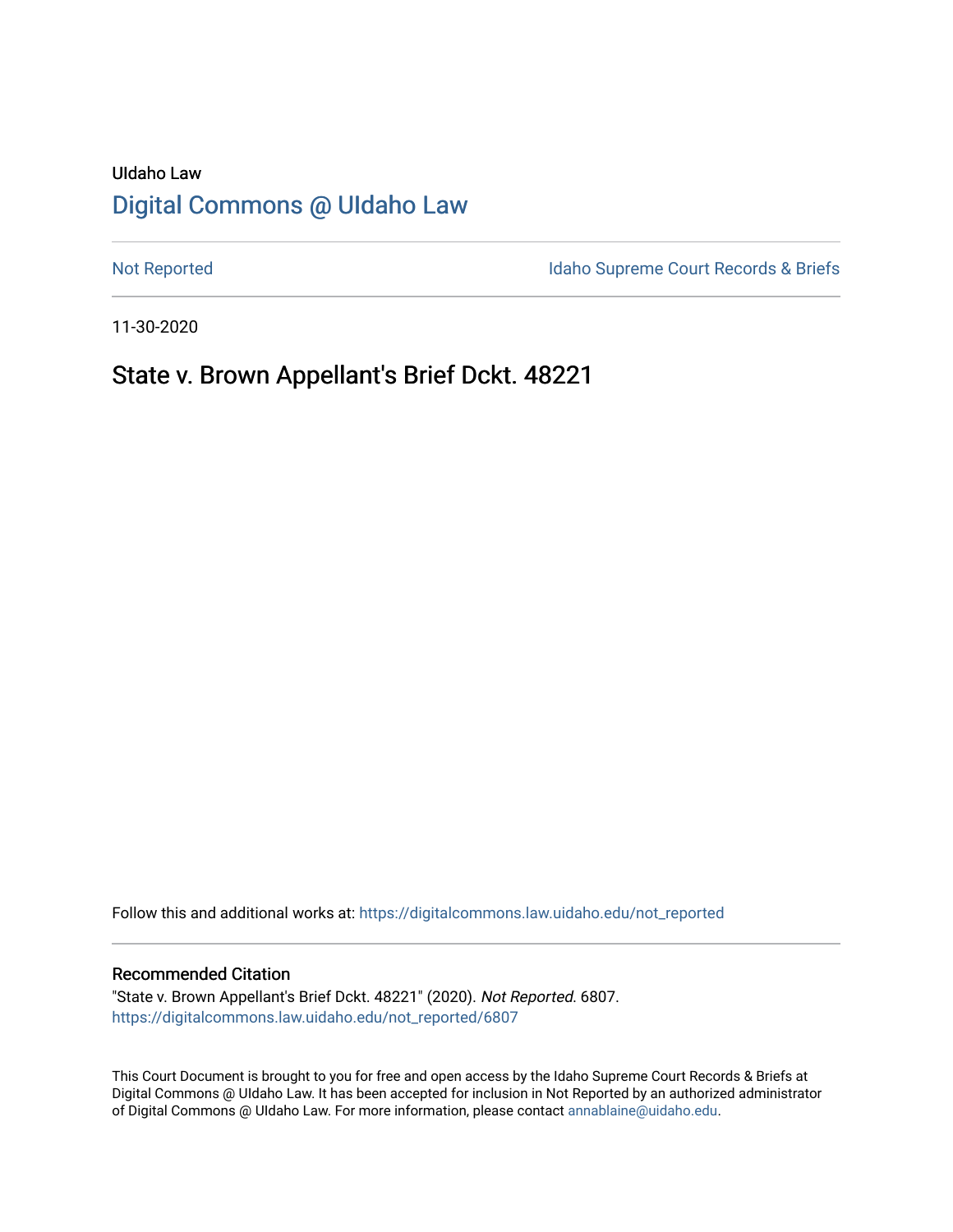UIdaho Law

# Digital Commons @ UIdaho Law

Not Reported

Idaho Supreme Court Records & Briefs

11-30-2020

## State v. Brown Appellant's Brief Dckt. 48221

Follow this and additional works at: https://digitalcommons.law.uidaho.edu/not_reported

### Recommended Citation

"State v. Brown Appellant's Brief Dckt. 48221" (2020). *Not Reported*. 6807.
https://digitalcommons.law.uidaho.edu/not_reported/6807

This Court Document is brought to you for free and open access by the Idaho Supreme Court Records & Briefs at Digital Commons @ UIdaho Law. It has been accepted for inclusion in Not Reported by an authorized administrator of Digital Commons @ UIdaho Law. For more information, please contact annablaine@uidaho.edu.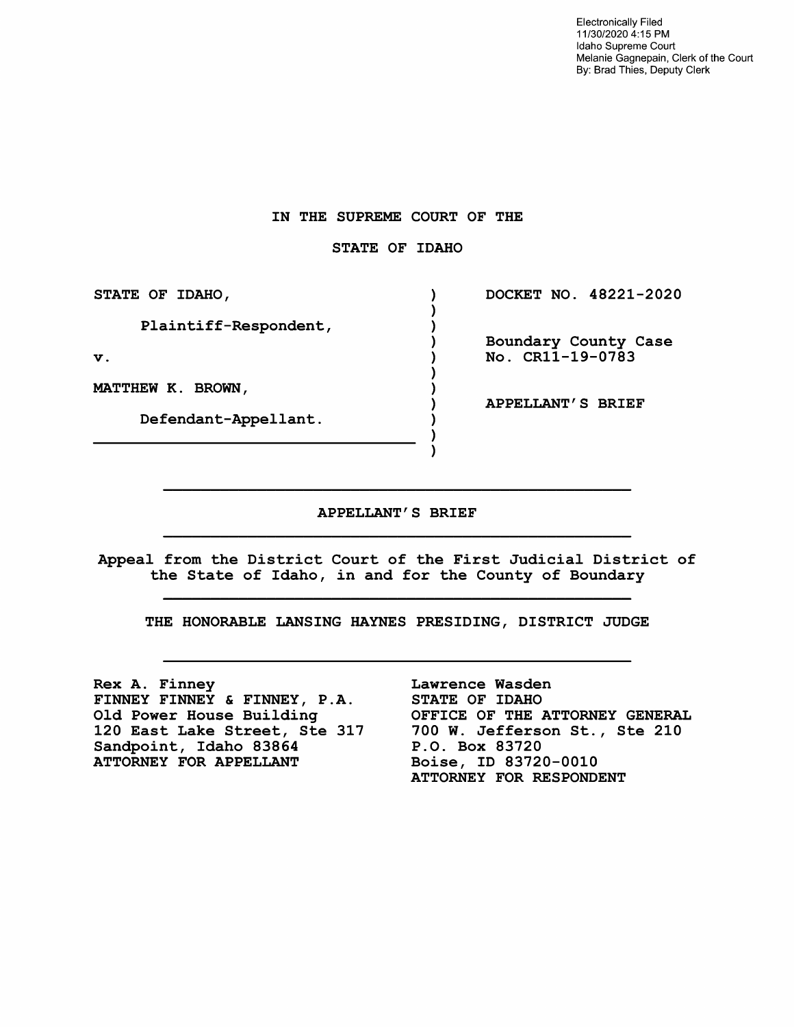Electronically Filed
11/30/2020 4:15 PM
Idaho Supreme Court
Melanie Gagnepain, Clerk of the Court
By: Brad Thies, Deputy Clerk

**IN THE SUPREME COURT OF THE**

**STATE OF IDAHO**

| | |
|---|---|
| **STATE OF IDAHO,** | **DOCKET NO. 48221-2020** |
| **Plaintiff-Respondent,** | |
| **v.** | **Boundary County Case No. CR11-19-0783** |
| **MATTHEW K. BROWN,** | **APPELLANT'S BRIEF** |
| **Defendant-Appellant.** | |

---

**APPELLANT'S BRIEF**

---

**Appeal from the District Court of the First Judicial District of the State of Idaho, in and for the County of Boundary**

---

**THE HONORABLE LANSING HAYNES PRESIDING, DISTRICT JUDGE**

---

| | |
|---|---|
| **Rex A. Finney** | **Lawrence Wasden** |
| **FINNEY FINNEY & FINNEY, P.A.** | **STATE OF IDAHO** |
| **Old Power House Building** | **OFFICE OF THE ATTORNEY GENERAL** |
| **120 East Lake Street, Ste 317** | **700 W. Jefferson St., Ste 210** |
| **Sandpoint, Idaho 83864** | **P.O. Box 83720** |
| **ATTORNEY FOR APPELLANT** | **Boise, ID 83720-0010** |
| | **ATTORNEY FOR RESPONDENT** |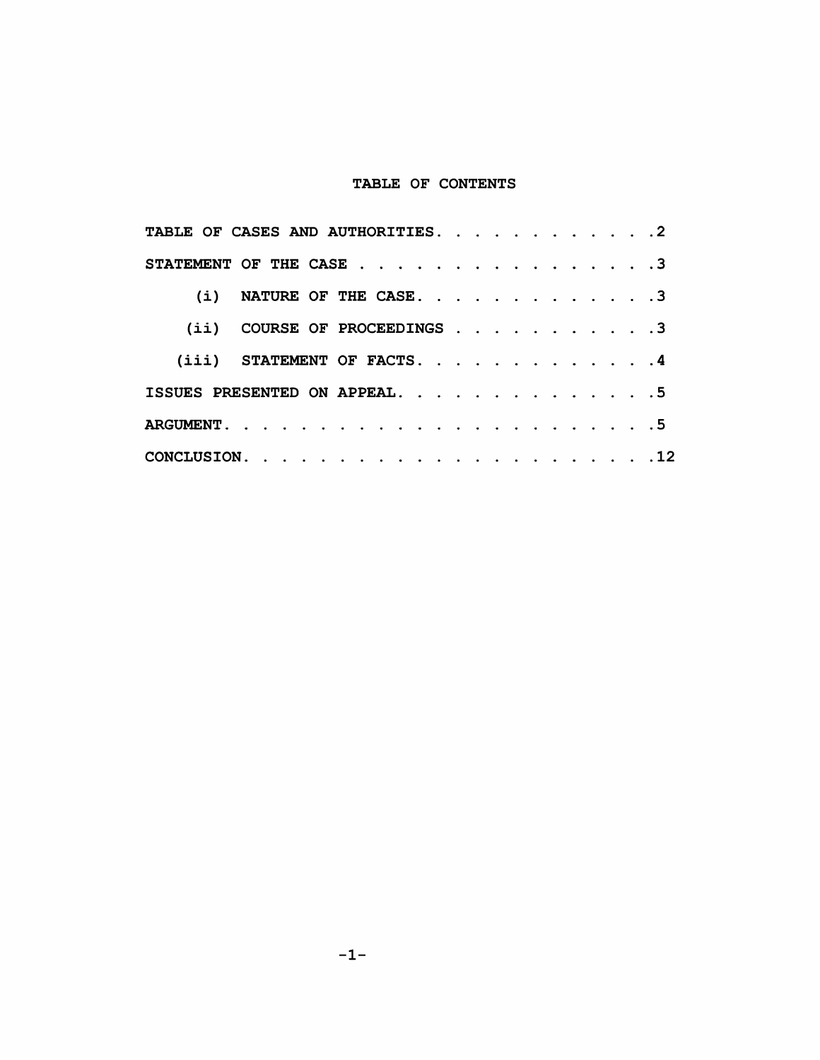# TABLE OF CONTENTS

TABLE OF CASES AND AUTHORITIES. . . . . . . . . . . . .2

STATEMENT OF THE CASE . . . . . . . . . . . . . . . . .3

(i) NATURE OF THE CASE. . . . . . . . . . . . . .3

(ii) COURSE OF PROCEEDINGS . . . . . . . . . . .3

(iii) STATEMENT OF FACTS. . . . . . . . . . . . . .4

ISSUES PRESENTED ON APPEAL. . . . . . . . . . . . . . .5

ARGUMENT. . . . . . . . . . . . . . . . . . . . . . . .5

CONCLUSION. . . . . . . . . . . . . . . . . . . . . . .12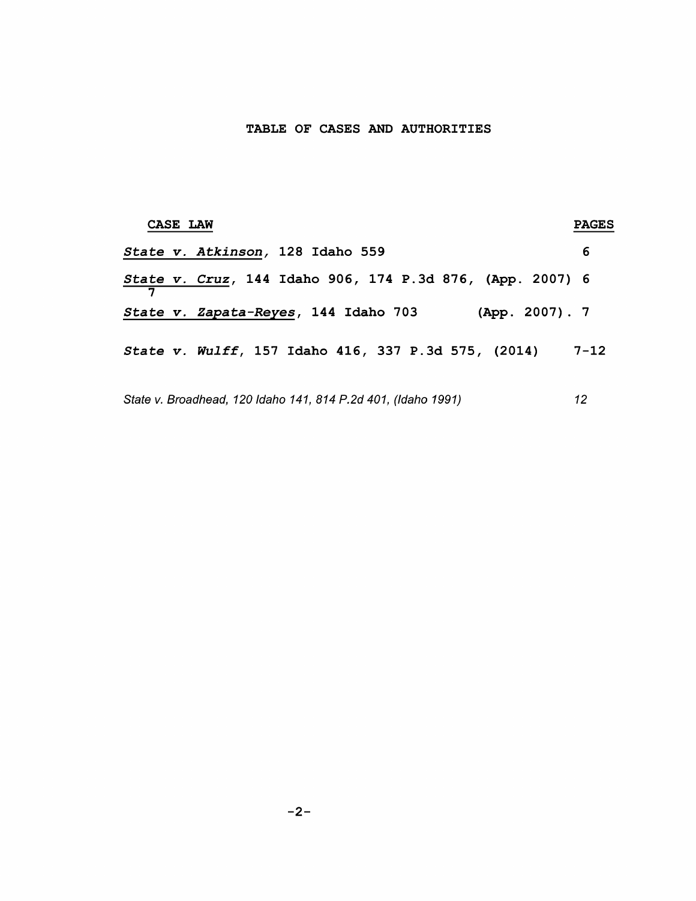## TABLE OF CASES AND AUTHORITIES

| CASE LAW | PAGES |
|---|---|
| *State v. Atkinson,* 128 Idaho 559 | 6 |
| *State v. Cruz*, 144 Idaho 906, 174 P.3d 876, (App. 2007) | 6 7 |
| *State v. Zapata-Reyes*, 144 Idaho 703 (App. 2007). | 7 |
| *State v. Wulff*, 157 Idaho 416, 337 P.3d 575, (2014) | 7-12 |
| *State v. Broadhead, 120 Idaho 141, 814 P.2d 401, (Idaho 1991)* | *12* |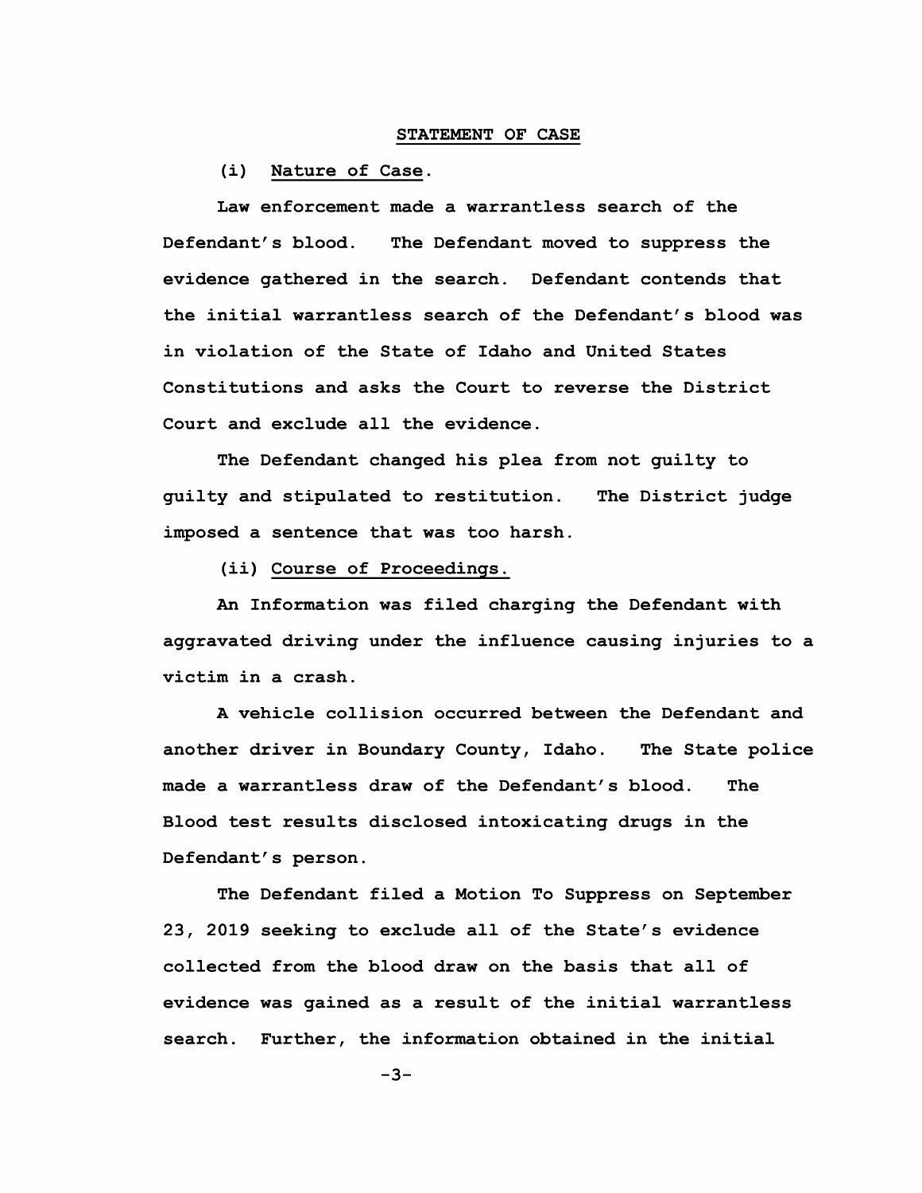## STATEMENT OF CASE

**(i) Nature of Case.**

**Law enforcement made a warrantless search of the Defendant's blood. The Defendant moved to suppress the evidence gathered in the search. Defendant contends that the initial warrantless search of the Defendant's blood was in violation of the State of Idaho and United States Constitutions and asks the Court to reverse the District Court and exclude all the evidence.**

**The Defendant changed his plea from not guilty to guilty and stipulated to restitution. The District judge imposed a sentence that was too harsh.**

**(ii) Course of Proceedings.**

**An Information was filed charging the Defendant with aggravated driving under the influence causing injuries to a victim in a crash.**

**A vehicle collision occurred between the Defendant and another driver in Boundary County, Idaho. The State police made a warrantless draw of the Defendant's blood. The Blood test results disclosed intoxicating drugs in the Defendant's person.**

**The Defendant filed a Motion To Suppress on September 23, 2019 seeking to exclude all of the State's evidence collected from the blood draw on the basis that all of evidence was gained as a result of the initial warrantless search. Further, the information obtained in the initial**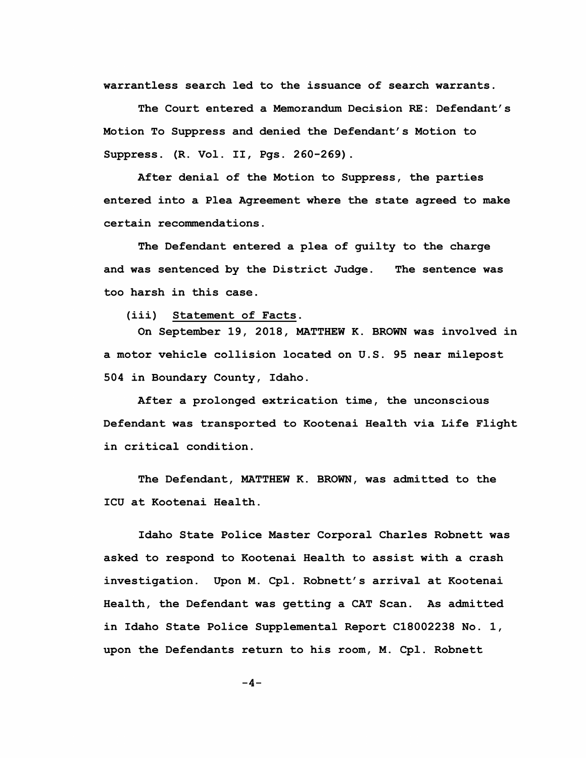warrantless search led to the issuance of search warrants.

The Court entered a Memorandum Decision RE: Defendant's Motion To Suppress and denied the Defendant's Motion to Suppress. (R. Vol. II, Pgs. 260-269).

After denial of the Motion to Suppress, the parties entered into a Plea Agreement where the state agreed to make certain recommendations.

The Defendant entered a plea of guilty to the charge and was sentenced by the District Judge. The sentence was too harsh in this case.

(iii) Statement of Facts.

On September 19, 2018, MATTHEW K. BROWN was involved in a motor vehicle collision located on U.S. 95 near milepost 504 in Boundary County, Idaho.

After a prolonged extrication time, the unconscious Defendant was transported to Kootenai Health via Life Flight in critical condition.

The Defendant, MATTHEW K. BROWN, was admitted to the ICU at Kootenai Health.

Idaho State Police Master Corporal Charles Robnett was asked to respond to Kootenai Health to assist with a crash investigation. Upon M. Cpl. Robnett's arrival at Kootenai Health, the Defendant was getting a CAT Scan. As admitted in Idaho State Police Supplemental Report C18002238 No. 1, upon the Defendants return to his room, M. Cpl. Robnett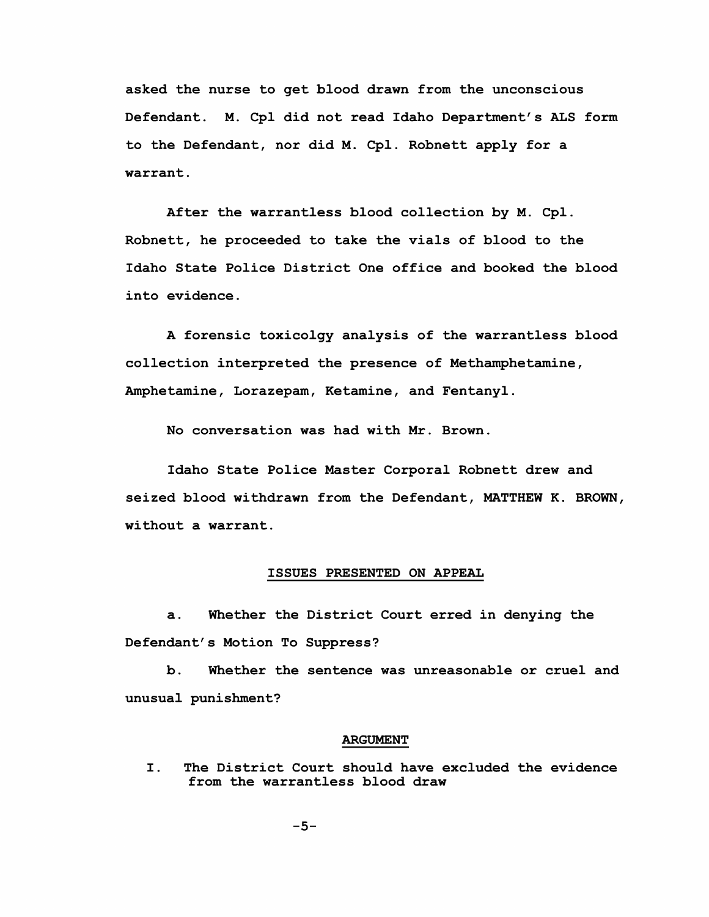**asked the nurse to get blood drawn from the unconscious Defendant. M. Cpl did not read Idaho Department's ALS form to the Defendant, nor did M. Cpl. Robnett apply for a warrant.**

**After the warrantless blood collection by M. Cpl. Robnett, he proceeded to take the vials of blood to the Idaho State Police District One office and booked the blood into evidence.**

**A forensic toxicolgy analysis of the warrantless blood collection interpreted the presence of Methamphetamine, Amphetamine, Lorazepam, Ketamine, and Fentanyl.**

**No conversation was had with Mr. Brown.**

**Idaho State Police Master Corporal Robnett drew and seized blood withdrawn from the Defendant, MATTHEW K. BROWN, without a warrant.**

## ISSUES PRESENTED ON APPEAL

**a. Whether the District Court erred in denying the Defendant's Motion To Suppress?**

**b. Whether the sentence was unreasonable or cruel and unusual punishment?**

## ARGUMENT

### I. The District Court should have excluded the evidence from the warrantless blood draw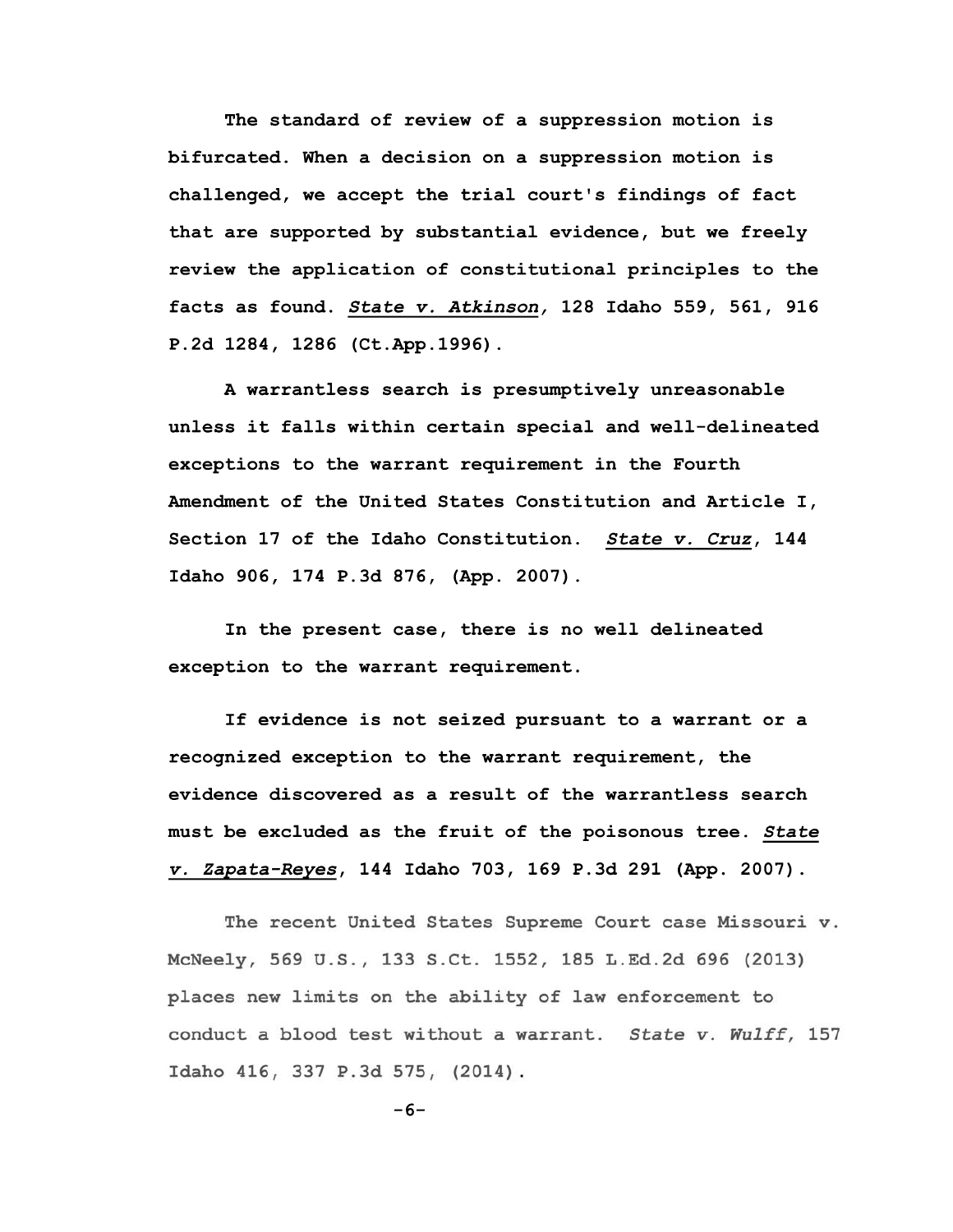**The standard of review of a suppression motion is bifurcated. When a decision on a suppression motion is challenged, we accept the trial court's findings of fact that are supported by substantial evidence, but we freely review the application of constitutional principles to the facts as found. *State v. Atkinson,* 128 Idaho 559, 561, 916 P.2d 1284, 1286 (Ct.App.1996).**

**A warrantless search is presumptively unreasonable unless it falls within certain special and well-delineated exceptions to the warrant requirement in the Fourth Amendment of the United States Constitution and Article I, Section 17 of the Idaho Constitution. *State v. Cruz*, 144 Idaho 906, 174 P.3d 876, (App. 2007).**

**In the present case, there is no well delineated exception to the warrant requirement.**

**If evidence is not seized pursuant to a warrant or a recognized exception to the warrant requirement, the evidence discovered as a result of the warrantless search must be excluded as the fruit of the poisonous tree. *State v. Zapata-Reyes*, 144 Idaho 703, 169 P.3d 291 (App. 2007).**

The recent United States Supreme Court case Missouri v. McNeely, 569 U.S., 133 S.Ct. 1552, 185 L.Ed.2d 696 (2013) places new limits on the ability of law enforcement to conduct a blood test without a warrant. *State v. Wulff,* 157 Idaho 416, 337 P.3d 575, (2014).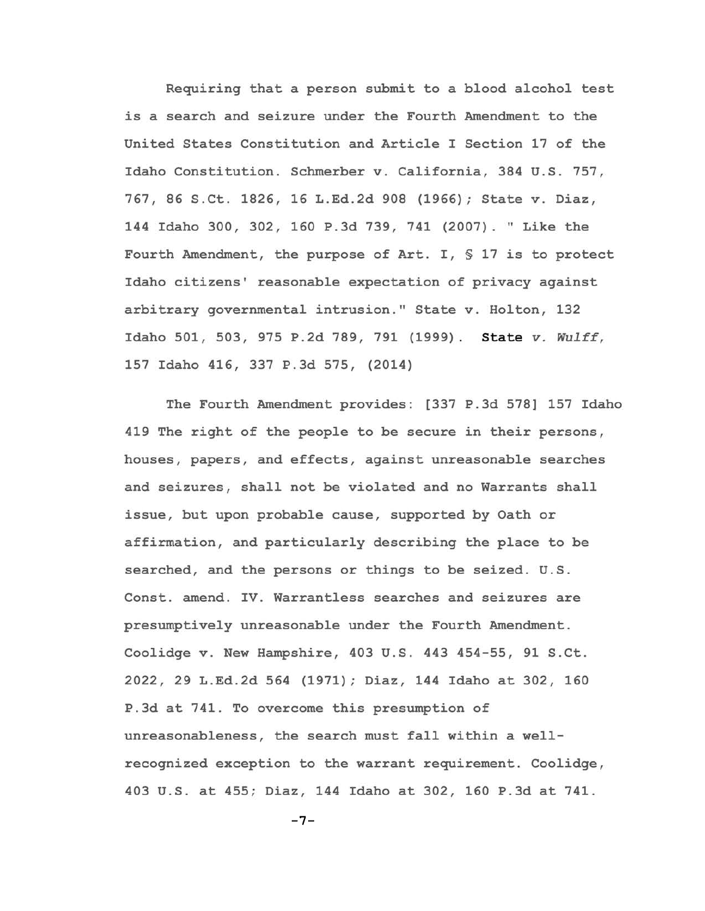Requiring that a person submit to a blood alcohol test is a search and seizure under the Fourth Amendment to the United States Constitution and Article I Section 17 of the Idaho Constitution. Schmerber v. California, 384 U.S. 757, 767, 86 S.Ct. 1826, 16 L.Ed.2d 908 (1966); State v. Diaz, 144 Idaho 300, 302, 160 P.3d 739, 741 (2007). " Like the Fourth Amendment, the purpose of Art. I, § 17 is to protect Idaho citizens' reasonable expectation of privacy against arbitrary governmental intrusion." State v. Holton, 132 Idaho 501, 503, 975 P.2d 789, 791 (1999). **State** *v. Wulff*, 157 Idaho 416, 337 P.3d 575, (2014)

The Fourth Amendment provides: [337 P.3d 578] 157 Idaho 419 The right of the people to be secure in their persons, houses, papers, and effects, against unreasonable searches and seizures, shall not be violated and no Warrants shall issue, but upon probable cause, supported by Oath or affirmation, and particularly describing the place to be searched, and the persons or things to be seized. U.S. Const. amend. IV. Warrantless searches and seizures are presumptively unreasonable under the Fourth Amendment. Coolidge v. New Hampshire, 403 U.S. 443 454-55, 91 S.Ct. 2022, 29 L.Ed.2d 564 (1971); Diaz, 144 Idaho at 302, 160 P.3d at 741. To overcome this presumption of unreasonableness, the search must fall within a well-recognized exception to the warrant requirement. Coolidge, 403 U.S. at 455; Diaz, 144 Idaho at 302, 160 P.3d at 741.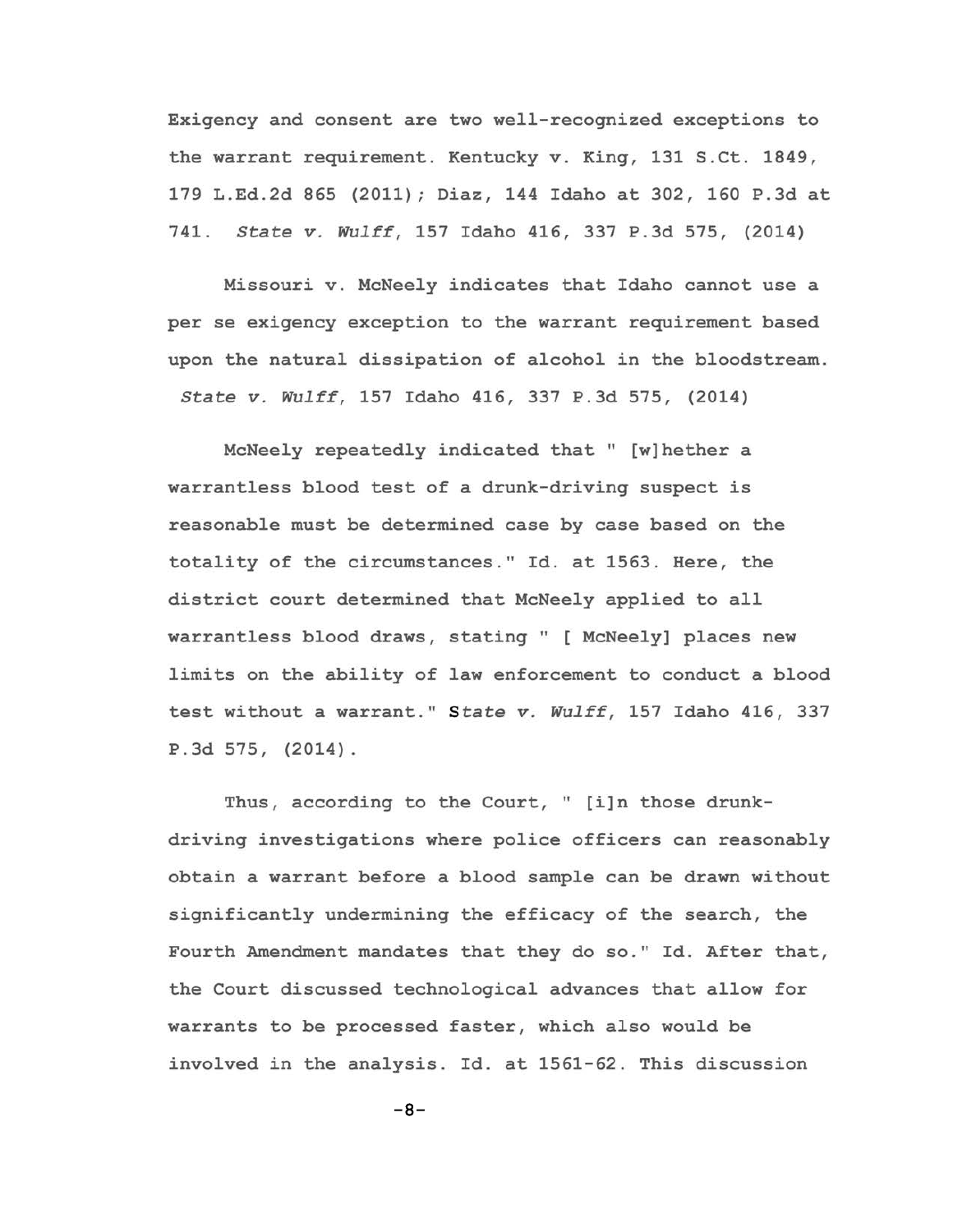Exigency and consent are two well-recognized exceptions to the warrant requirement. Kentucky v. King, 131 S.Ct. 1849, 179 L.Ed.2d 865 (2011); Diaz, 144 Idaho at 302, 160 P.3d at 741. *State v. Wulff*, 157 Idaho 416, 337 P.3d 575, (2014)

Missouri v. McNeely indicates that Idaho cannot use a per se exigency exception to the warrant requirement based upon the natural dissipation of alcohol in the bloodstream. *State v. Wulff*, 157 Idaho 416, 337 P.3d 575, (2014)

McNeely repeatedly indicated that " [w]hether a warrantless blood test of a drunk-driving suspect is reasonable must be determined case by case based on the totality of the circumstances." Id. at 1563. Here, the district court determined that McNeely applied to all warrantless blood draws, stating " [ McNeely] places new limits on the ability of law enforcement to conduct a blood test without a warrant." *State v. Wulff*, 157 Idaho 416, 337 P.3d 575, (2014).

Thus, according to the Court, " [i]n those drunk-driving investigations where police officers can reasonably obtain a warrant before a blood sample can be drawn without significantly undermining the efficacy of the search, the Fourth Amendment mandates that they do so." Id. After that, the Court discussed technological advances that allow for warrants to be processed faster, which also would be involved in the analysis. Id. at 1561-62. This discussion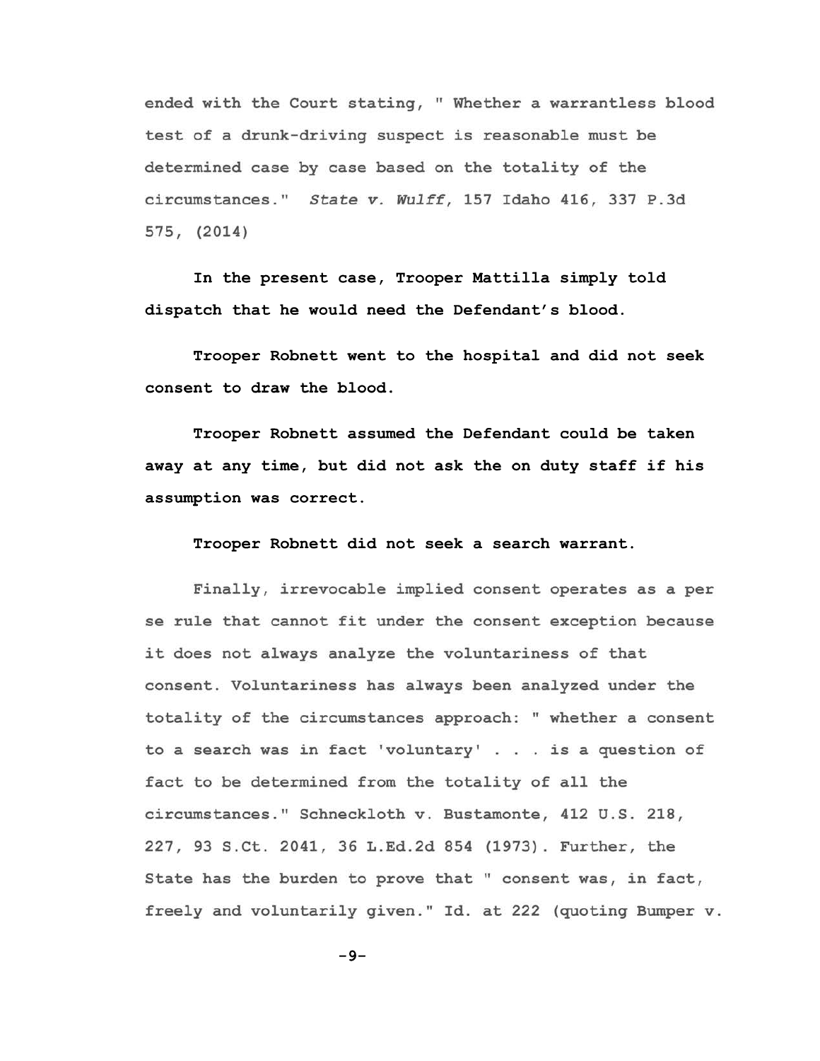ended with the Court stating, " Whether a warrantless blood test of a drunk-driving suspect is reasonable must be determined case by case based on the totality of the circumstances." *State v. Wulff*, 157 Idaho 416, 337 P.3d 575, (2014)

**In the present case, Trooper Mattilla simply told dispatch that he would need the Defendant's blood.**

**Trooper Robnett went to the hospital and did not seek consent to draw the blood.**

**Trooper Robnett assumed the Defendant could be taken away at any time, but did not ask the on duty staff if his assumption was correct.**

**Trooper Robnett did not seek a search warrant.**

Finally, irrevocable implied consent operates as a per se rule that cannot fit under the consent exception because it does not always analyze the voluntariness of that consent. Voluntariness has always been analyzed under the totality of the circumstances approach: " whether a consent to a search was in fact 'voluntary' . . . is a question of fact to be determined from the totality of all the circumstances." Schneckloth v. Bustamonte, 412 U.S. 218, 227, 93 S.Ct. 2041, 36 L.Ed.2d 854 (1973). Further, the State has the burden to prove that " consent was, in fact, freely and voluntarily given." Id. at 222 (quoting Bumper v.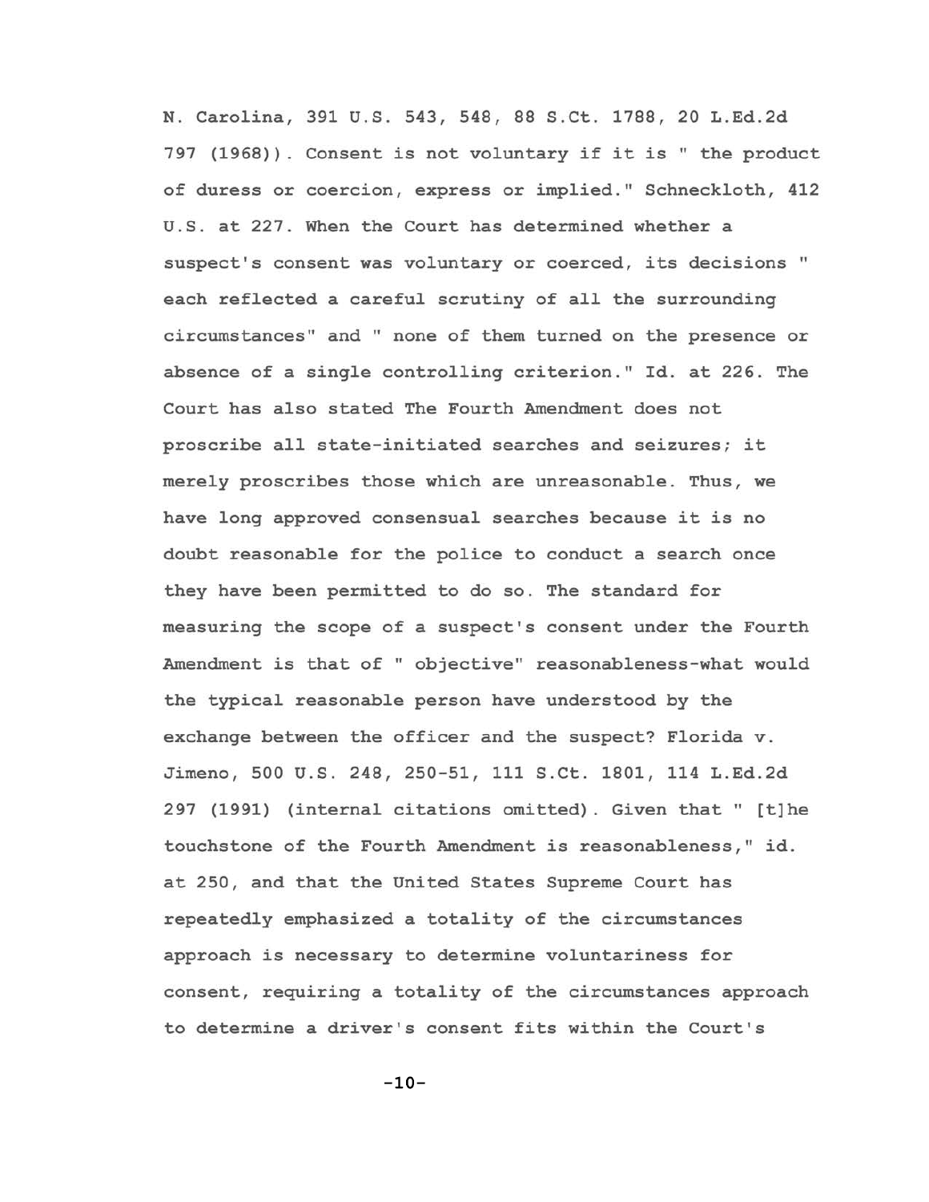N. Carolina, 391 U.S. 543, 548, 88 S.Ct. 1788, 20 L.Ed.2d 797 (1968)). Consent is not voluntary if it is " the product of duress or coercion, express or implied." Schneckloth, 412 U.S. at 227. When the Court has determined whether a suspect's consent was voluntary or coerced, its decisions " each reflected a careful scrutiny of all the surrounding circumstances" and " none of them turned on the presence or absence of a single controlling criterion." Id. at 226. The Court has also stated The Fourth Amendment does not proscribe all state-initiated searches and seizures; it merely proscribes those which are unreasonable. Thus, we have long approved consensual searches because it is no doubt reasonable for the police to conduct a search once they have been permitted to do so. The standard for measuring the scope of a suspect's consent under the Fourth Amendment is that of " objective" reasonableness-what would the typical reasonable person have understood by the exchange between the officer and the suspect? Florida v. Jimeno, 500 U.S. 248, 250-51, 111 S.Ct. 1801, 114 L.Ed.2d 297 (1991) (internal citations omitted). Given that " [t]he touchstone of the Fourth Amendment is reasonableness," id. at 250, and that the United States Supreme Court has repeatedly emphasized a totality of the circumstances approach is necessary to determine voluntariness for consent, requiring a totality of the circumstances approach to determine a driver's consent fits within the Court's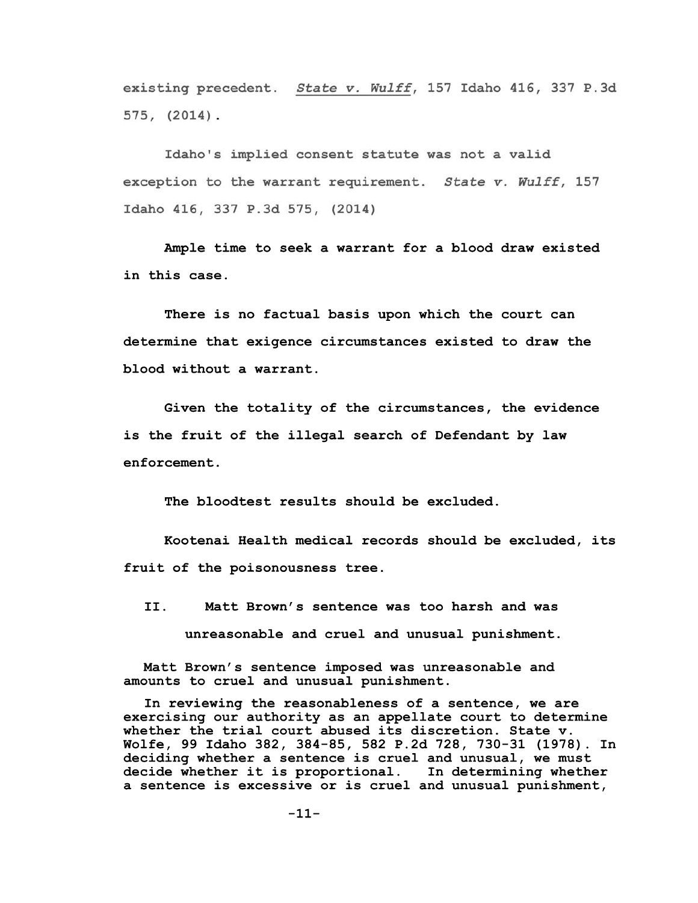existing precedent. *State v. Wulff*, 157 Idaho 416, 337 P.3d 575, (2014).

Idaho's implied consent statute was not a valid exception to the warrant requirement. *State v. Wulff*, 157 Idaho 416, 337 P.3d 575, (2014)

**Ample time to seek a warrant for a blood draw existed in this case.**

**There is no factual basis upon which the court can determine that exigence circumstances existed to draw the blood without a warrant.**

**Given the totality of the circumstances, the evidence is the fruit of the illegal search of Defendant by law enforcement.**

**The bloodtest results should be excluded.**

**Kootenai Health medical records should be excluded, its fruit of the poisonousness tree.**

## II. Matt Brown's sentence was too harsh and was unreasonable and cruel and unusual punishment.

**Matt Brown's sentence imposed was unreasonable and amounts to cruel and unusual punishment.**

**In reviewing the reasonableness of a sentence, we are exercising our authority as an appellate court to determine whether the trial court abused its discretion. State v. Wolfe, 99 Idaho 382, 384-85, 582 P.2d 728, 730-31 (1978). In deciding whether a sentence is cruel and unusual, we must decide whether it is proportional. In determining whether a sentence is excessive or is cruel and unusual punishment,**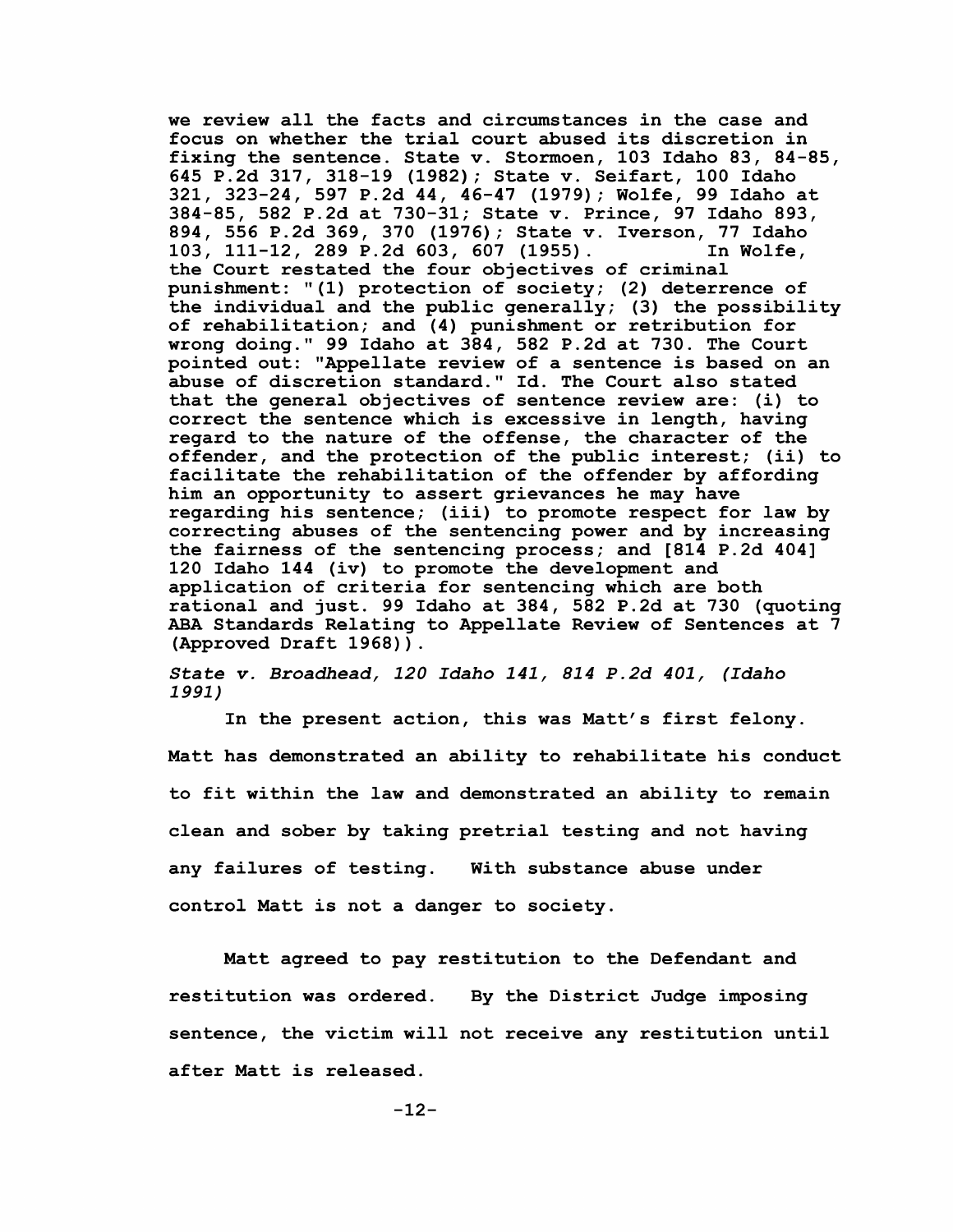we review all the facts and circumstances in the case and focus on whether the trial court abused its discretion in fixing the sentence. State v. Stormoen, 103 Idaho 83, 84-85, 645 P.2d 317, 318-19 (1982); State v. Seifart, 100 Idaho 321, 323-24, 597 P.2d 44, 46-47 (1979); Wolfe, 99 Idaho at 384-85, 582 P.2d at 730-31; State v. Prince, 97 Idaho 893, 894, 556 P.2d 369, 370 (1976); State v. Iverson, 77 Idaho 103, 111-12, 289 P.2d 603, 607 (1955). In Wolfe, the Court restated the four objectives of criminal punishment: "(1) protection of society; (2) deterrence of the individual and the public generally; (3) the possibility of rehabilitation; and (4) punishment or retribution for wrong doing." 99 Idaho at 384, 582 P.2d at 730. The Court pointed out: "Appellate review of a sentence is based on an abuse of discretion standard." Id. The Court also stated that the general objectives of sentence review are: (i) to correct the sentence which is excessive in length, having regard to the nature of the offense, the character of the offender, and the protection of the public interest; (ii) to facilitate the rehabilitation of the offender by affording him an opportunity to assert grievances he may have regarding his sentence; (iii) to promote respect for law by correcting abuses of the sentencing power and by increasing the fairness of the sentencing process; and [814 P.2d 404] 120 Idaho 144 (iv) to promote the development and application of criteria for sentencing which are both rational and just. 99 Idaho at 384, 582 P.2d at 730 (quoting ABA Standards Relating to Appellate Review of Sentences at 7 (Approved Draft 1968)).

*State v. Broadhead, 120 Idaho 141, 814 P.2d 401, (Idaho 1991)*

In the present action, this was Matt's first felony. Matt has demonstrated an ability to rehabilitate his conduct to fit within the law and demonstrated an ability to remain clean and sober by taking pretrial testing and not having any failures of testing. With substance abuse under control Matt is not a danger to society.

Matt agreed to pay restitution to the Defendant and restitution was ordered. By the District Judge imposing sentence, the victim will not receive any restitution until after Matt is released.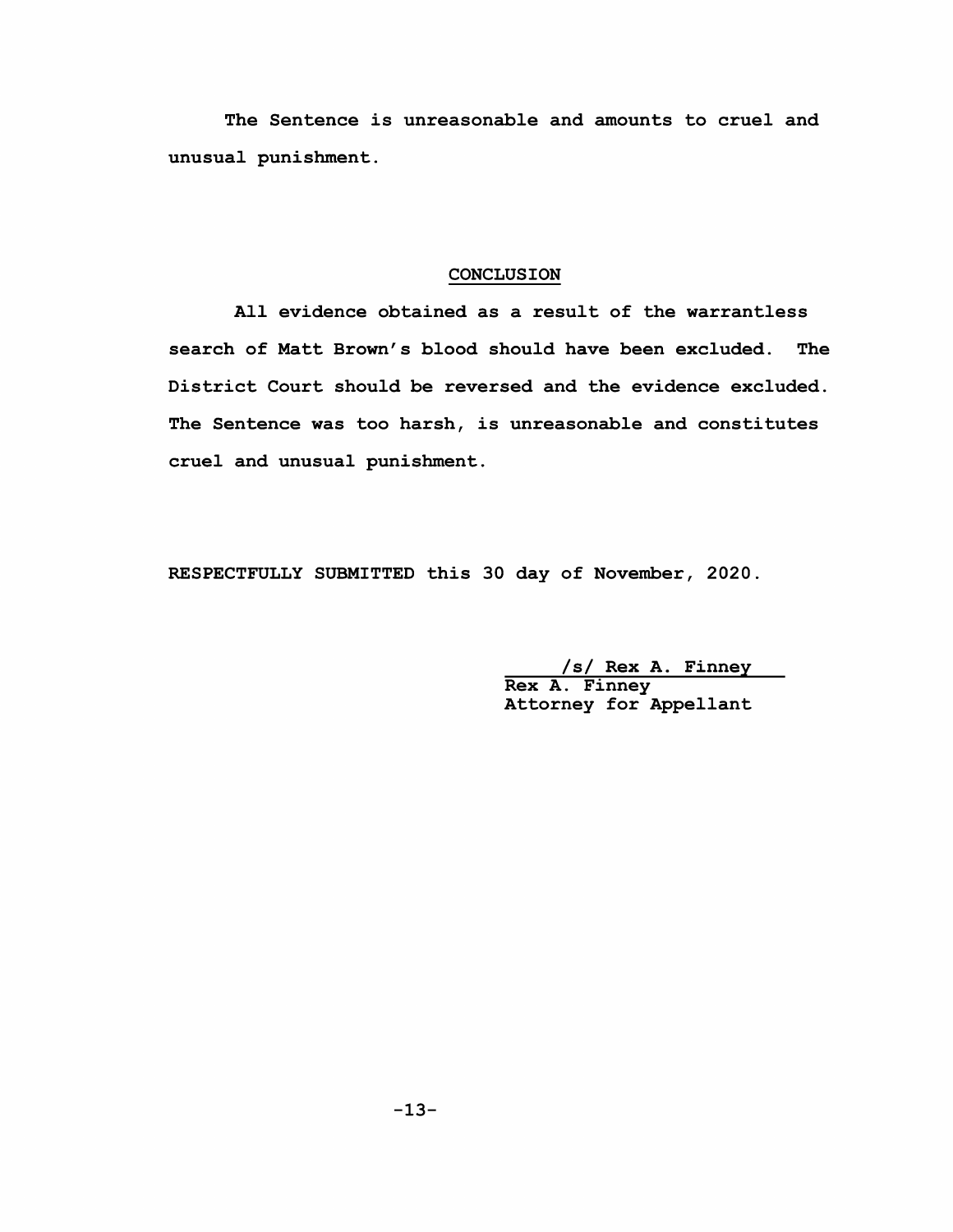**The Sentence is unreasonable and amounts to cruel and unusual punishment.**

## CONCLUSION

**All evidence obtained as a result of the warrantless search of Matt Brown's blood should have been excluded. The District Court should be reversed and the evidence excluded. The Sentence was too harsh, is unreasonable and constitutes cruel and unusual punishment.**

**RESPECTFULLY SUBMITTED this 30 day of November, 2020.**

**/s/ Rex A. Finney**
**Rex A. Finney**
**Attorney for Appellant**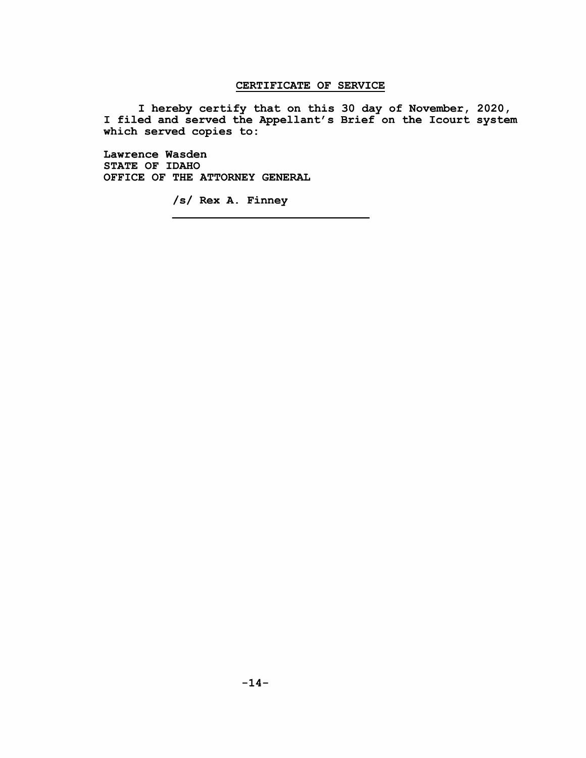## CERTIFICATE OF SERVICE

I hereby certify that on this 30 day of November, 2020, I filed and served the Appellant's Brief on the Icourt system which served copies to:

Lawrence Wasden
STATE OF IDAHO
OFFICE OF THE ATTORNEY GENERAL

/s/ Rex A. Finney